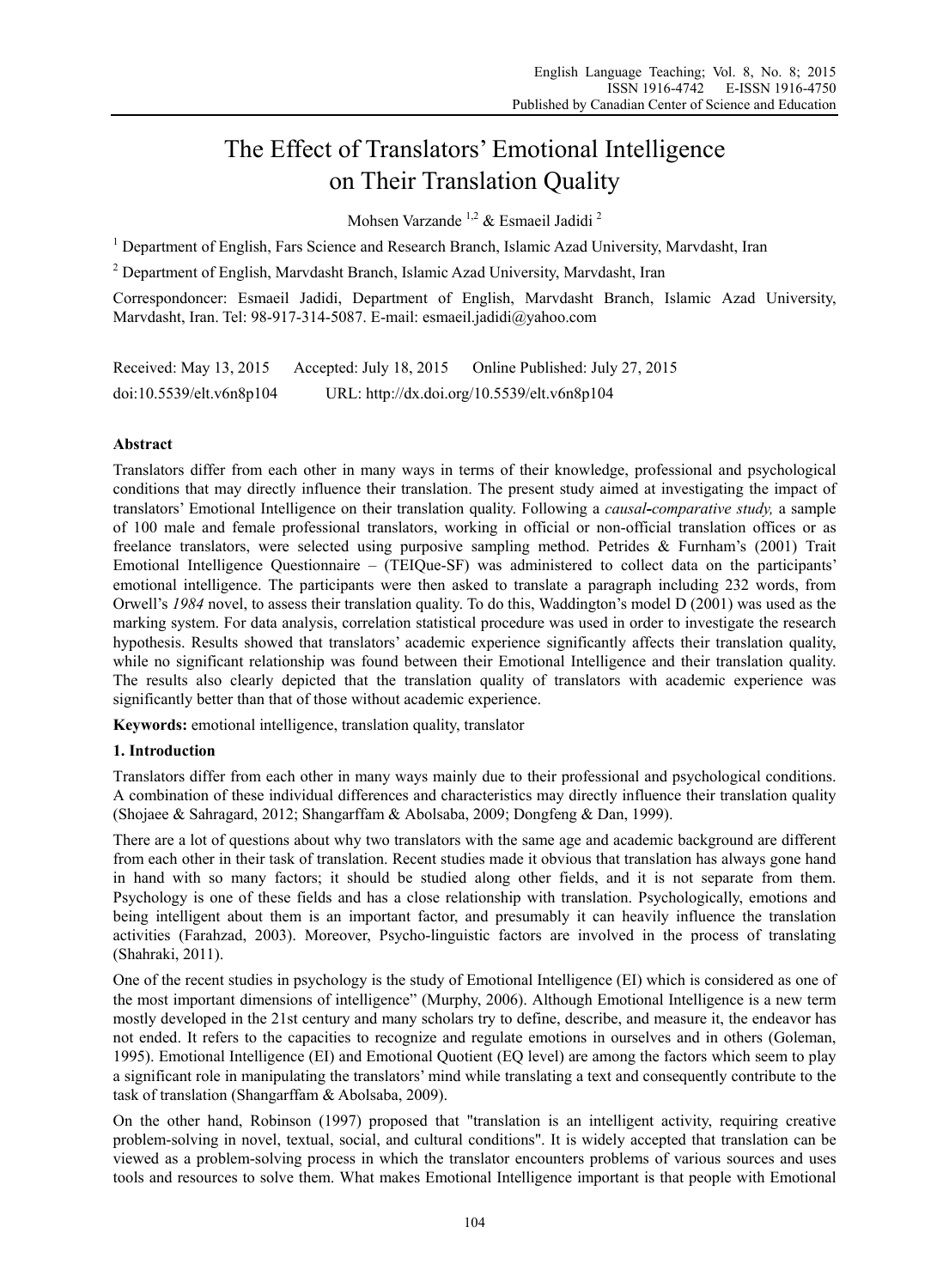# The Effect of Translators' Emotional Intelligence on Their Translation Quality

Mohsen Varzande [1,2] & Esmaeil Jadidi [2]

[1] Department of English, Fars Science and Research Branch, Islamic Azad University, Marvdasht, Iran

[2] Department of English, Marvdasht Branch, Islamic Azad University, Marvdasht, Iran

Correspondoncer: Esmaeil Jadidi, Department of English, Marvdasht Branch, Islamic Azad University, Marvdasht, Iran. Tel: 98-917-314-5087. E-mail: esmaeil.jadidi@yahoo.com

Received: May 13, 2015 Accepted: July 18, 2015 Online Published: July 27, 2015

doi:10.5539/elt.v6n8p104 URL: http://dx.doi.org/10.5539/elt.v6n8p104

## Abstract

Translators differ from each other in many ways in terms of their knowledge, professional and psychological conditions that may directly influence their translation. The present study aimed at investigating the impact of translators' Emotional Intelligence on their translation quality. Following a *causal-comparative study,* a sample of 100 male and female professional translators, working in official or non-official translation offices or as freelance translators, were selected using purposive sampling method. Petrides & Furnham's (2001) Trait Emotional Intelligence Questionnaire – (TEIQue-SF) was administered to collect data on the participants' emotional intelligence. The participants were then asked to translate a paragraph including 232 words, from Orwell's *1984* novel, to assess their translation quality. To do this, Waddington's model D (2001) was used as the marking system. For data analysis, correlation statistical procedure was used in order to investigate the research hypothesis. Results showed that translators' academic experience significantly affects their translation quality, while no significant relationship was found between their Emotional Intelligence and their translation quality. The results also clearly depicted that the translation quality of translators with academic experience was significantly better than that of those without academic experience.

**Keywords:** emotional intelligence, translation quality, translator

## 1. Introduction

Translators differ from each other in many ways mainly due to their professional and psychological conditions. A combination of these individual differences and characteristics may directly influence their translation quality (Shojaee & Sahragard, 2012; Shangarffam & Abolsaba, 2009; Dongfeng & Dan, 1999).

There are a lot of questions about why two translators with the same age and academic background are different from each other in their task of translation. Recent studies made it obvious that translation has always gone hand in hand with so many factors; it should be studied along other fields, and it is not separate from them. Psychology is one of these fields and has a close relationship with translation. Psychologically, emotions and being intelligent about them is an important factor, and presumably it can heavily influence the translation activities (Farahzad, 2003). Moreover, Psycho-linguistic factors are involved in the process of translating (Shahraki, 2011).

One of the recent studies in psychology is the study of Emotional Intelligence (EI) which is considered as one of the most important dimensions of intelligence" (Murphy, 2006). Although Emotional Intelligence is a new term mostly developed in the 21st century and many scholars try to define, describe, and measure it, the endeavor has not ended. It refers to the capacities to recognize and regulate emotions in ourselves and in others (Goleman, 1995). Emotional Intelligence (EI) and Emotional Quotient (EQ) level) are among the factors which seem to play a significant role in manipulating the translators' mind while translating a text and consequently contribute to the task of translation (Shangarffam & Abolsaba, 2009).

On the other hand, Robinson (1997) proposed that "translation is an intelligent activity, requiring creative problem-solving in novel, textual, social, and cultural conditions". It is widely accepted that translation can be viewed as a problem-solving process in which the translator encounters problems of various sources and uses tools and resources to solve them. What makes Emotional Intelligence important is that people with Emotional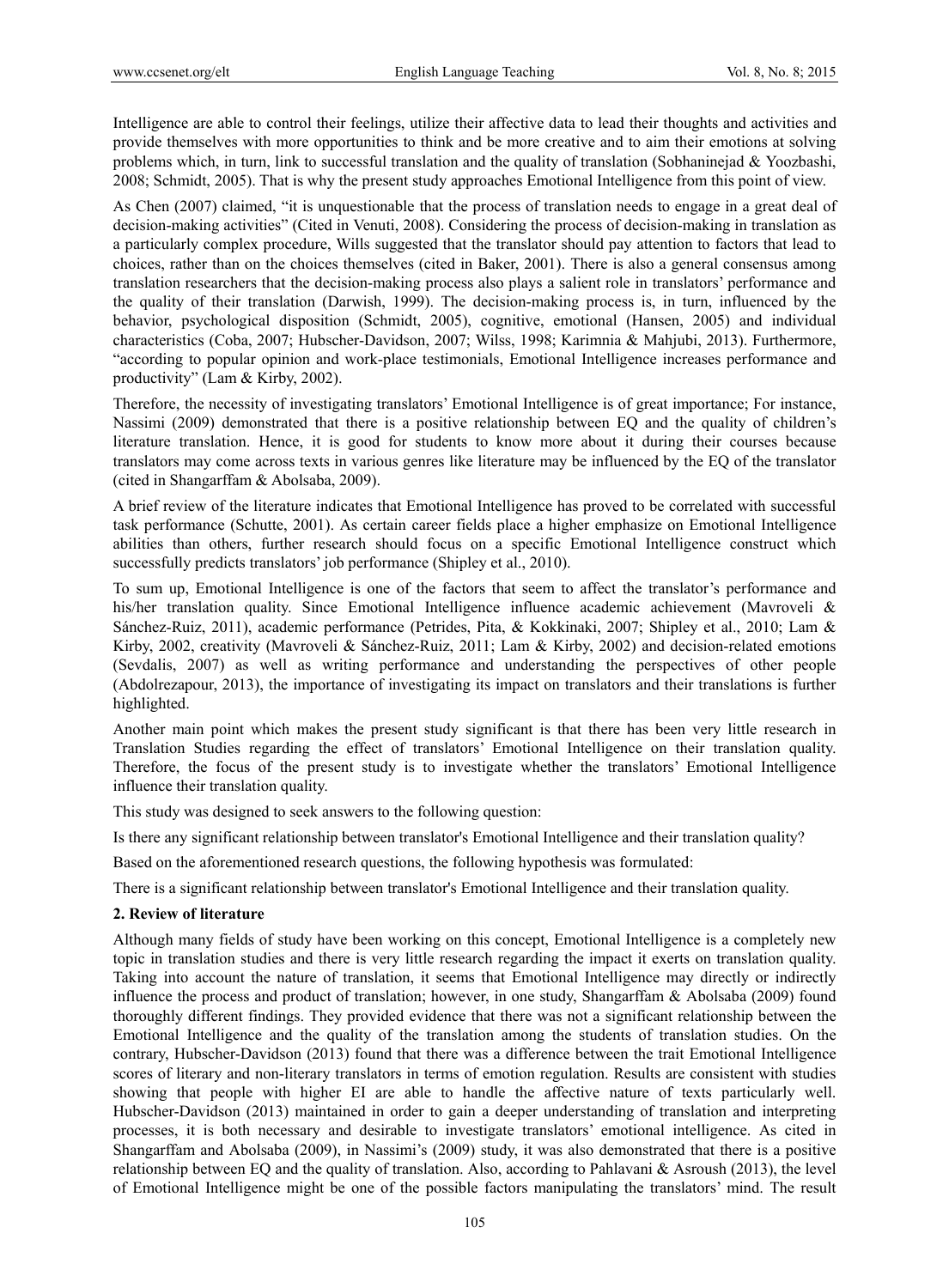Intelligence are able to control their feelings, utilize their affective data to lead their thoughts and activities and provide themselves with more opportunities to think and be more creative and to aim their emotions at solving problems which, in turn, link to successful translation and the quality of translation (Sobhaninejad & Yoozbashi, 2008; Schmidt, 2005). That is why the present study approaches Emotional Intelligence from this point of view.

As Chen (2007) claimed, "it is unquestionable that the process of translation needs to engage in a great deal of decision-making activities" (Cited in Venuti, 2008). Considering the process of decision-making in translation as a particularly complex procedure, Wills suggested that the translator should pay attention to factors that lead to choices, rather than on the choices themselves (cited in Baker, 2001). There is also a general consensus among translation researchers that the decision-making process also plays a salient role in translators' performance and the quality of their translation (Darwish, 1999). The decision-making process is, in turn, influenced by the behavior, psychological disposition (Schmidt, 2005), cognitive, emotional (Hansen, 2005) and individual characteristics (Coba, 2007; Hubscher-Davidson, 2007; Wilss, 1998; Karimnia & Mahjubi, 2013). Furthermore, "according to popular opinion and work-place testimonials, Emotional Intelligence increases performance and productivity" (Lam & Kirby, 2002).

Therefore, the necessity of investigating translators' Emotional Intelligence is of great importance; For instance, Nassimi (2009) demonstrated that there is a positive relationship between EQ and the quality of children's literature translation. Hence, it is good for students to know more about it during their courses because translators may come across texts in various genres like literature may be influenced by the EQ of the translator (cited in Shangarffam & Abolsaba, 2009).

A brief review of the literature indicates that Emotional Intelligence has proved to be correlated with successful task performance (Schutte, 2001). As certain career fields place a higher emphasize on Emotional Intelligence abilities than others, further research should focus on a specific Emotional Intelligence construct which successfully predicts translators' job performance (Shipley et al., 2010).

To sum up, Emotional Intelligence is one of the factors that seem to affect the translator's performance and his/her translation quality. Since Emotional Intelligence influence academic achievement (Mavroveli & Sánchez-Ruiz, 2011), academic performance (Petrides, Pita, & Kokkinaki, 2007; Shipley et al., 2010; Lam & Kirby, 2002, creativity (Mavroveli & Sánchez-Ruiz, 2011; Lam & Kirby, 2002) and decision-related emotions (Sevdalis, 2007) as well as writing performance and understanding the perspectives of other people (Abdolrezapour, 2013), the importance of investigating its impact on translators and their translations is further highlighted.

Another main point which makes the present study significant is that there has been very little research in Translation Studies regarding the effect of translators' Emotional Intelligence on their translation quality. Therefore, the focus of the present study is to investigate whether the translators' Emotional Intelligence influence their translation quality.

This study was designed to seek answers to the following question:

Is there any significant relationship between translator's Emotional Intelligence and their translation quality?

Based on the aforementioned research questions, the following hypothesis was formulated:

There is a significant relationship between translator's Emotional Intelligence and their translation quality.

## 2. Review of literature

Although many fields of study have been working on this concept, Emotional Intelligence is a completely new topic in translation studies and there is very little research regarding the impact it exerts on translation quality. Taking into account the nature of translation, it seems that Emotional Intelligence may directly or indirectly influence the process and product of translation; however, in one study, Shangarffam & Abolsaba (2009) found thoroughly different findings. They provided evidence that there was not a significant relationship between the Emotional Intelligence and the quality of the translation among the students of translation studies. On the contrary, Hubscher-Davidson (2013) found that there was a difference between the trait Emotional Intelligence scores of literary and non-literary translators in terms of emotion regulation. Results are consistent with studies showing that people with higher EI are able to handle the affective nature of texts particularly well. Hubscher-Davidson (2013) maintained in order to gain a deeper understanding of translation and interpreting processes, it is both necessary and desirable to investigate translators' emotional intelligence. As cited in Shangarffam and Abolsaba (2009), in Nassimi's (2009) study, it was also demonstrated that there is a positive relationship between EQ and the quality of translation. Also, according to Pahlavani & Asroush (2013), the level of Emotional Intelligence might be one of the possible factors manipulating the translators' mind. The result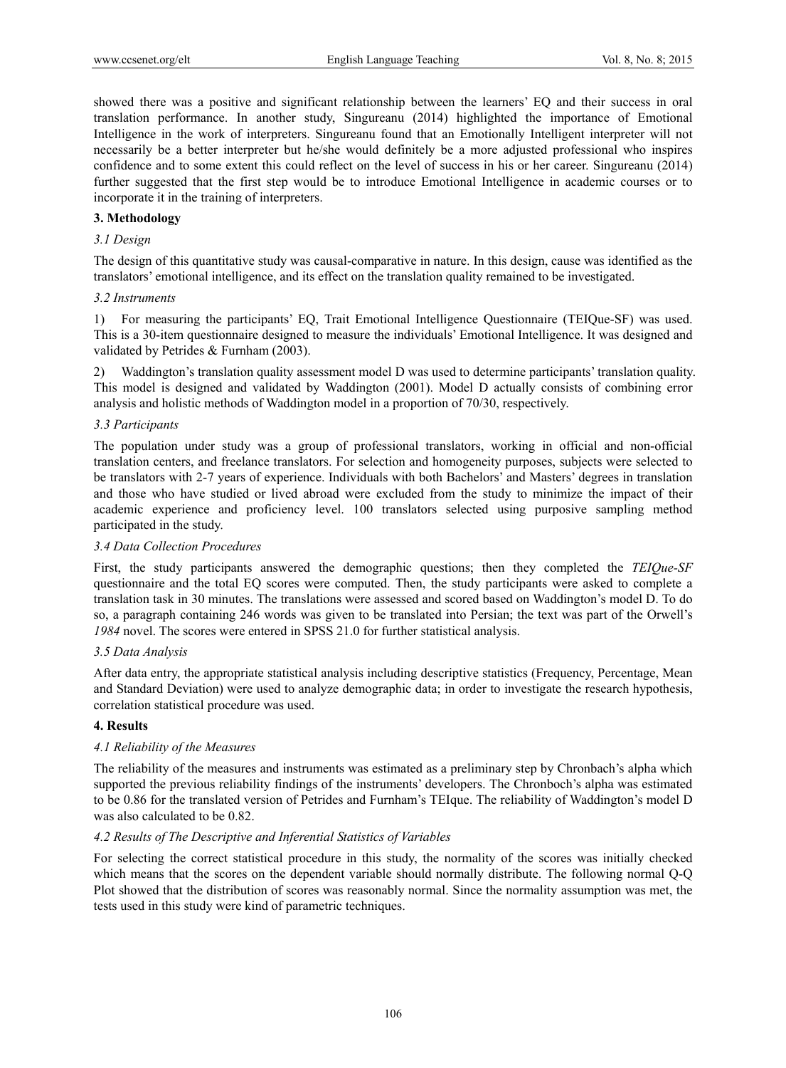showed there was a positive and significant relationship between the learners' EQ and their success in oral translation performance. In another study, Singureanu (2014) highlighted the importance of Emotional Intelligence in the work of interpreters. Singureanu found that an Emotionally Intelligent interpreter will not necessarily be a better interpreter but he/she would definitely be a more adjusted professional who inspires confidence and to some extent this could reflect on the level of success in his or her career. Singureanu (2014) further suggested that the first step would be to introduce Emotional Intelligence in academic courses or to incorporate it in the training of interpreters.

## 3. Methodology

### 3.1 Design

The design of this quantitative study was causal-comparative in nature. In this design, cause was identified as the translators' emotional intelligence, and its effect on the translation quality remained to be investigated.

### 3.2 Instruments

1) For measuring the participants' EQ, Trait Emotional Intelligence Questionnaire (TEIQue-SF) was used. This is a 30-item questionnaire designed to measure the individuals' Emotional Intelligence. It was designed and validated by Petrides & Furnham (2003).

2) Waddington's translation quality assessment model D was used to determine participants' translation quality. This model is designed and validated by Waddington (2001). Model D actually consists of combining error analysis and holistic methods of Waddington model in a proportion of 70/30, respectively.

### 3.3 Participants

The population under study was a group of professional translators, working in official and non-official translation centers, and freelance translators. For selection and homogeneity purposes, subjects were selected to be translators with 2-7 years of experience. Individuals with both Bachelors' and Masters' degrees in translation and those who have studied or lived abroad were excluded from the study to minimize the impact of their academic experience and proficiency level. 100 translators selected using purposive sampling method participated in the study.

### 3.4 Data Collection Procedures

First, the study participants answered the demographic questions; then they completed the *TEIQue-SF* questionnaire and the total EQ scores were computed. Then, the study participants were asked to complete a translation task in 30 minutes. The translations were assessed and scored based on Waddington's model D. To do so, a paragraph containing 246 words was given to be translated into Persian; the text was part of the Orwell's *1984* novel. The scores were entered in SPSS 21.0 for further statistical analysis.

### 3.5 Data Analysis

After data entry, the appropriate statistical analysis including descriptive statistics (Frequency, Percentage, Mean and Standard Deviation) were used to analyze demographic data; in order to investigate the research hypothesis, correlation statistical procedure was used.

## 4. Results

### 4.1 Reliability of the Measures

The reliability of the measures and instruments was estimated as a preliminary step by Chronbach's alpha which supported the previous reliability findings of the instruments' developers. The Chronboch's alpha was estimated to be 0.86 for the translated version of Petrides and Furnham's TEIque. The reliability of Waddington's model D was also calculated to be 0.82.

### 4.2 Results of The Descriptive and Inferential Statistics of Variables

For selecting the correct statistical procedure in this study, the normality of the scores was initially checked which means that the scores on the dependent variable should normally distribute. The following normal Q-Q Plot showed that the distribution of scores was reasonably normal. Since the normality assumption was met, the tests used in this study were kind of parametric techniques.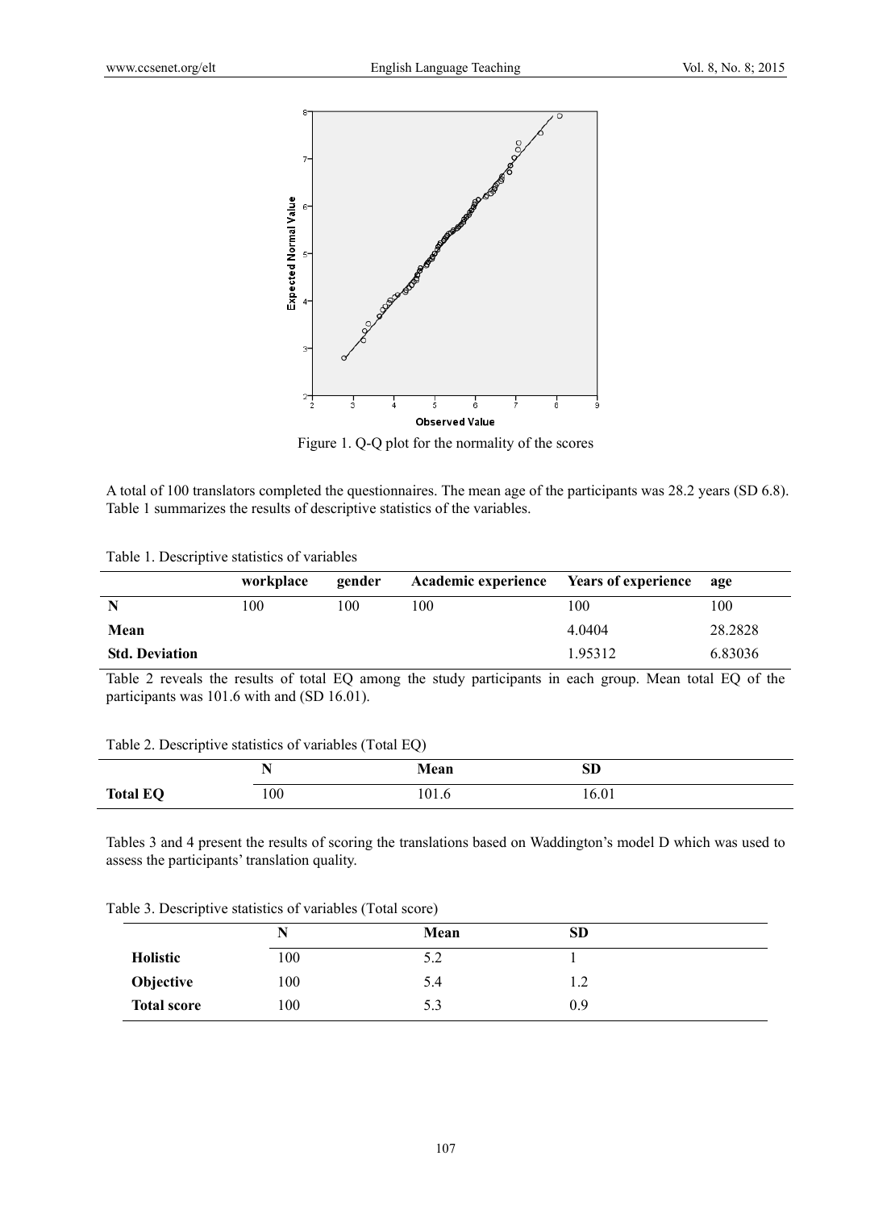Figure 1. Q-Q plot for the normality of the scores

A total of 100 translators completed the questionnaires. The mean age of the participants was 28.2 years (SD 6.8). Table 1 summarizes the results of descriptive statistics of the variables.

Table 1. Descriptive statistics of variables

| | workplace | gender | Academic experience | Years of experience | age |
|---|---|---|---|---|---|
| **N** | 100 | 100 | 100 | 100 | 100 |
| **Mean** | | | | 4.0404 | 28.2828 |
| **Std. Deviation** | | | | 1.95312 | 6.83036 |

Table 2 reveals the results of total EQ among the study participants in each group. Mean total EQ of the participants was 101.6 with and (SD 16.01).

Table 2. Descriptive statistics of variables (Total EQ)

| | N | Mean | SD |
|---|---|---|---|
| **Total EQ** | 100 | 101.6 | 16.01 |

Tables 3 and 4 present the results of scoring the translations based on Waddington's model D which was used to assess the participants' translation quality.

Table 3. Descriptive statistics of variables (Total score)

| | N | Mean | SD |
|---|---|---|---|
| **Holistic** | 100 | 5.2 | 1 |
| **Objective** | 100 | 5.4 | 1.2 |
| **Total score** | 100 | 5.3 | 0.9 |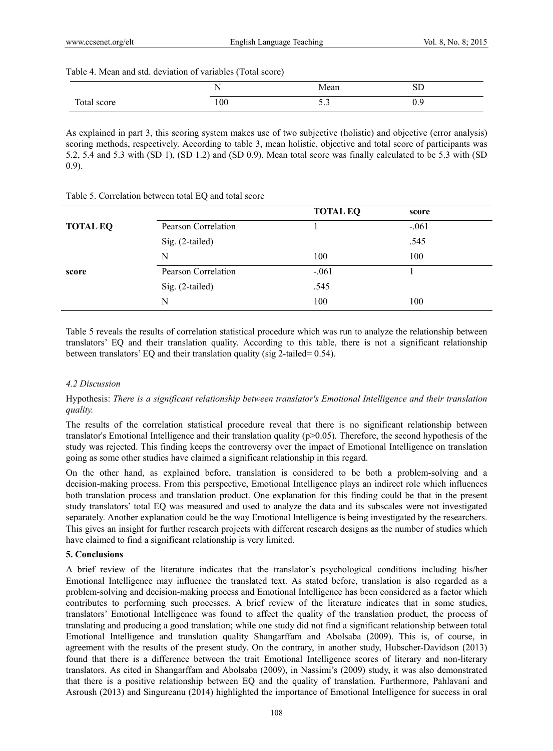Table 4. Mean and std. deviation of variables (Total score)

| | N | Mean | SD |
|---|---|---|---|
| Total score | 100 | 5.3 | 0.9 |

As explained in part 3, this scoring system makes use of two subjective (holistic) and objective (error analysis) scoring methods, respectively. According to table 3, mean holistic, objective and total score of participants was 5.2, 5.4 and 5.3 with (SD 1), (SD 1.2) and (SD 0.9). Mean total score was finally calculated to be 5.3 with (SD 0.9).

Table 5. Correlation between total EQ and total score

| | | **TOTAL EQ** | **score** |
|---|---|---|---|
| **TOTAL EQ** | Pearson Correlation | 1 | -.061 |
| | Sig. (2-tailed) | | .545 |
| | N | 100 | 100 |
| **score** | Pearson Correlation | -.061 | 1 |
| | Sig. (2-tailed) | .545 | |
| | N | 100 | 100 |

Table 5 reveals the results of correlation statistical procedure which was run to analyze the relationship between translators' EQ and their translation quality. According to this table, there is not a significant relationship between translators' EQ and their translation quality (sig 2-tailed= 0.54).

### 4.2 Discussion

Hypothesis: *There is a significant relationship between translator's Emotional Intelligence and their translation quality.*

The results of the correlation statistical procedure reveal that there is no significant relationship between translator's Emotional Intelligence and their translation quality ($p>0.05$). Therefore, the second hypothesis of the study was rejected. This finding keeps the controversy over the impact of Emotional Intelligence on translation going as some other studies have claimed a significant relationship in this regard.

On the other hand, as explained before, translation is considered to be both a problem-solving and a decision-making process. From this perspective, Emotional Intelligence plays an indirect role which influences both translation process and translation product. One explanation for this finding could be that in the present study translators' total EQ was measured and used to analyze the data and its subscales were not investigated separately. Another explanation could be the way Emotional Intelligence is being investigated by the researchers. This gives an insight for further research projects with different research designs as the number of studies which have claimed to find a significant relationship is very limited.

## 5. Conclusions

A brief review of the literature indicates that the translator's psychological conditions including his/her Emotional Intelligence may influence the translated text. As stated before, translation is also regarded as a problem-solving and decision-making process and Emotional Intelligence has been considered as a factor which contributes to performing such processes. A brief review of the literature indicates that in some studies, translators' Emotional Intelligence was found to affect the quality of the translation product, the process of translating and producing a good translation; while one study did not find a significant relationship between total Emotional Intelligence and translation quality Shangarffam and Abolsaba (2009). This is, of course, in agreement with the results of the present study. On the contrary, in another study, Hubscher-Davidson (2013) found that there is a difference between the trait Emotional Intelligence scores of literary and non-literary translators. As cited in Shangarffam and Abolsaba (2009), in Nassimi's (2009) study, it was also demonstrated that there is a positive relationship between EQ and the quality of translation. Furthermore, Pahlavani and Asroush (2013) and Singureanu (2014) highlighted the importance of Emotional Intelligence for success in oral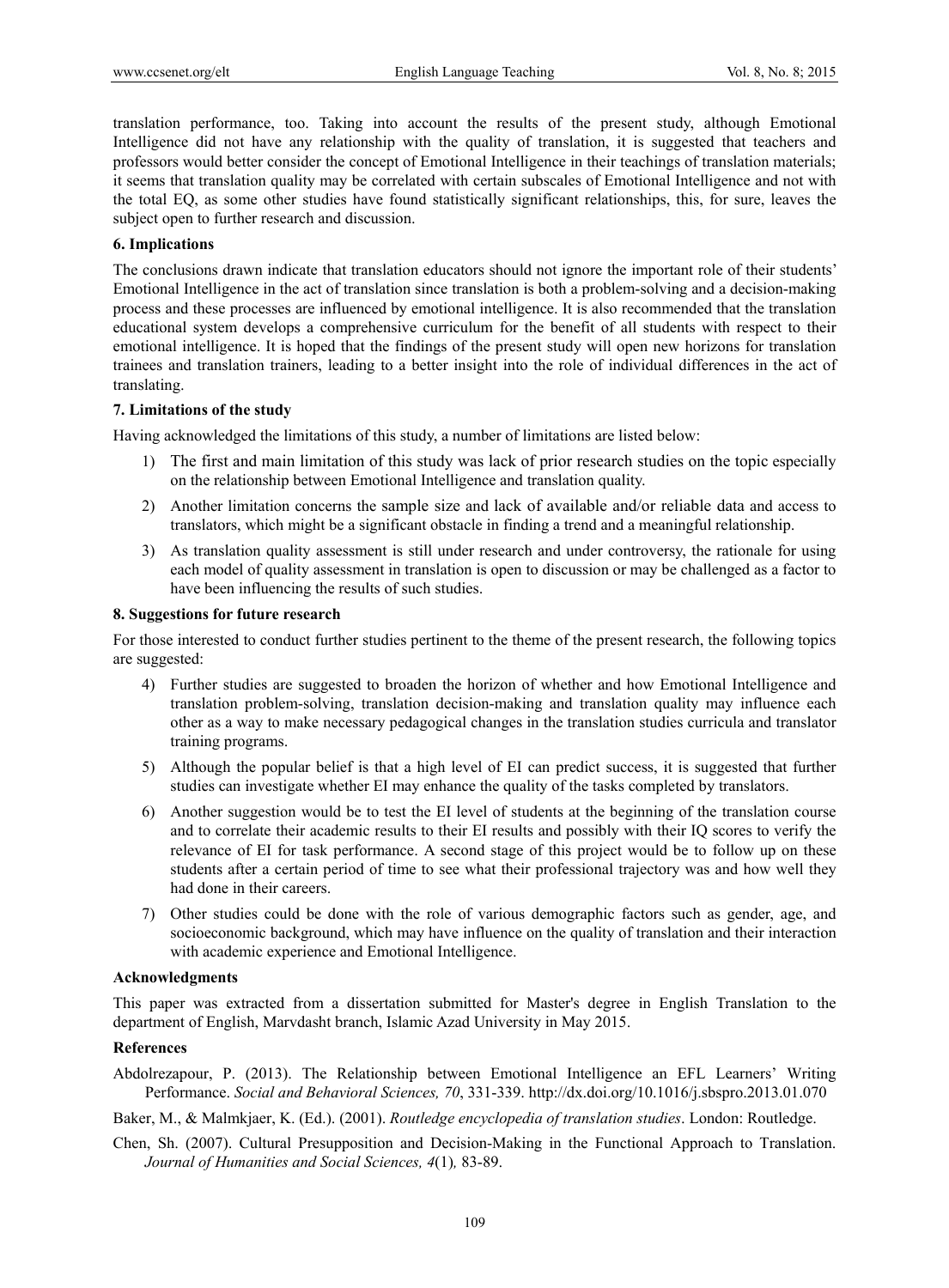translation performance, too. Taking into account the results of the present study, although Emotional Intelligence did not have any relationship with the quality of translation, it is suggested that teachers and professors would better consider the concept of Emotional Intelligence in their teachings of translation materials; it seems that translation quality may be correlated with certain subscales of Emotional Intelligence and not with the total EQ, as some other studies have found statistically significant relationships, this, for sure, leaves the subject open to further research and discussion.

## 6. Implications

The conclusions drawn indicate that translation educators should not ignore the important role of their students' Emotional Intelligence in the act of translation since translation is both a problem-solving and a decision-making process and these processes are influenced by emotional intelligence. It is also recommended that the translation educational system develops a comprehensive curriculum for the benefit of all students with respect to their emotional intelligence. It is hoped that the findings of the present study will open new horizons for translation trainees and translation trainers, leading to a better insight into the role of individual differences in the act of translating.

## 7. Limitations of the study

Having acknowledged the limitations of this study, a number of limitations are listed below:

1) The first and main limitation of this study was lack of prior research studies on the topic especially on the relationship between Emotional Intelligence and translation quality.
2) Another limitation concerns the sample size and lack of available and/or reliable data and access to translators, which might be a significant obstacle in finding a trend and a meaningful relationship.
3) As translation quality assessment is still under research and under controversy, the rationale for using each model of quality assessment in translation is open to discussion or may be challenged as a factor to have been influencing the results of such studies.

## 8. Suggestions for future research

For those interested to conduct further studies pertinent to the theme of the present research, the following topics are suggested:

4) Further studies are suggested to broaden the horizon of whether and how Emotional Intelligence and translation problem-solving, translation decision-making and translation quality may influence each other as a way to make necessary pedagogical changes in the translation studies curricula and translator training programs.
5) Although the popular belief is that a high level of EI can predict success, it is suggested that further studies can investigate whether EI may enhance the quality of the tasks completed by translators.
6) Another suggestion would be to test the EI level of students at the beginning of the translation course and to correlate their academic results to their EI results and possibly with their IQ scores to verify the relevance of EI for task performance. A second stage of this project would be to follow up on these students after a certain period of time to see what their professional trajectory was and how well they had done in their careers.
7) Other studies could be done with the role of various demographic factors such as gender, age, and socioeconomic background, which may have influence on the quality of translation and their interaction with academic experience and Emotional Intelligence.

## Acknowledgments

This paper was extracted from a dissertation submitted for Master's degree in English Translation to the department of English, Marvdasht branch, Islamic Azad University in May 2015.

## References

Abdolrezapour, P. (2013). The Relationship between Emotional Intelligence an EFL Learners' Writing Performance. *Social and Behavioral Sciences, 70*, 331-339. http://dx.doi.org/10.1016/j.sbspro.2013.01.070

Baker, M., & Malmkjaer, K. (Ed.). (2001). *Routledge encyclopedia of translation studies*. London: Routledge.

Chen, Sh. (2007). Cultural Presupposition and Decision-Making in the Functional Approach to Translation. *Journal of Humanities and Social Sciences, 4*(1), 83-89.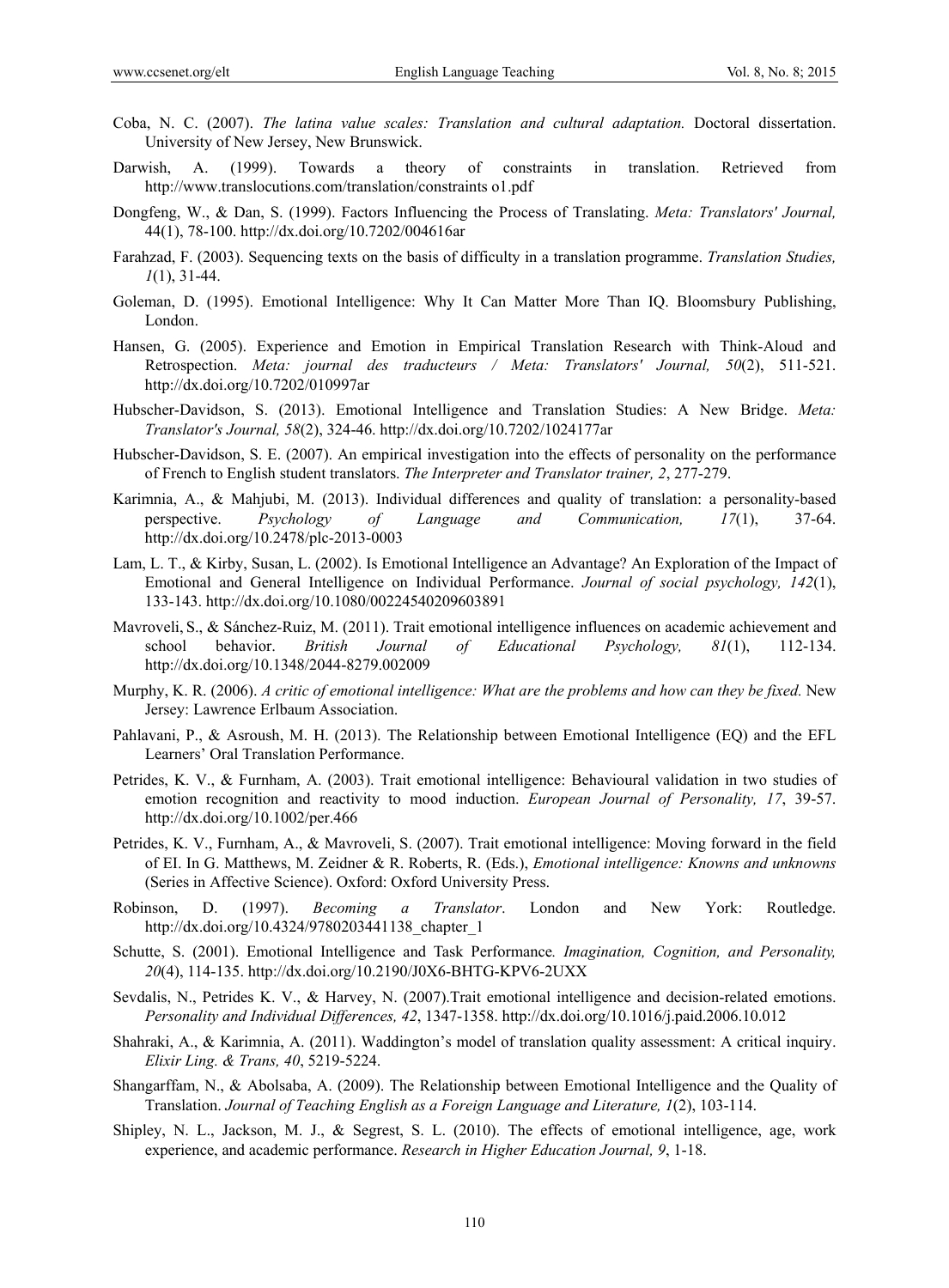Coba, N. C. (2007). *The latina value scales: Translation and cultural adaptation.* Doctoral dissertation. University of New Jersey, New Brunswick.

Darwish, A. (1999). Towards a theory of constraints in translation. Retrieved from http://www.translocutions.com/translation/constraints o1.pdf

Dongfeng, W., & Dan, S. (1999). Factors Influencing the Process of Translating. *Meta: Translators' Journal,* 44(1), 78-100. http://dx.doi.org/10.7202/004616ar

Farahzad, F. (2003). Sequencing texts on the basis of difficulty in a translation programme. *Translation Studies, 1*(1), 31-44.

Goleman, D. (1995). Emotional Intelligence: Why It Can Matter More Than IQ. Bloomsbury Publishing, London.

Hansen, G. (2005). Experience and Emotion in Empirical Translation Research with Think-Aloud and Retrospection. *Meta: journal des traducteurs / Meta: Translators' Journal, 50*(2), 511-521. http://dx.doi.org/10.7202/010997ar

Hubscher-Davidson, S. (2013). Emotional Intelligence and Translation Studies: A New Bridge. *Meta: Translator's Journal, 58*(2), 324-46. http://dx.doi.org/10.7202/1024177ar

Hubscher-Davidson, S. E. (2007). An empirical investigation into the effects of personality on the performance of French to English student translators. *The Interpreter and Translator trainer, 2*, 277-279.

Karimnia, A., & Mahjubi, M. (2013). Individual differences and quality of translation: a personality-based perspective. *Psychology of Language and Communication, 17*(1), 37-64. http://dx.doi.org/10.2478/plc-2013-0003

Lam, L. T., & Kirby, Susan, L. (2002). Is Emotional Intelligence an Advantage? An Exploration of the Impact of Emotional and General Intelligence on Individual Performance. *Journal of social psychology, 142*(1), 133-143. http://dx.doi.org/10.1080/00224540209603891

Mavroveli, S., & Sánchez-Ruiz, M. (2011). Trait emotional intelligence influences on academic achievement and school behavior. *British Journal of Educational Psychology, 81*(1), 112-134. http://dx.doi.org/10.1348/2044-8279.002009

Murphy, K. R. (2006). *A critic of emotional intelligence: What are the problems and how can they be fixed.* New Jersey: Lawrence Erlbaum Association.

Pahlavani, P., & Asroush, M. H. (2013). The Relationship between Emotional Intelligence (EQ) and the EFL Learners' Oral Translation Performance.

Petrides, K. V., & Furnham, A. (2003). Trait emotional intelligence: Behavioural validation in two studies of emotion recognition and reactivity to mood induction. *European Journal of Personality, 17*, 39-57. http://dx.doi.org/10.1002/per.466

Petrides, K. V., Furnham, A., & Mavroveli, S. (2007). Trait emotional intelligence: Moving forward in the field of EI. In G. Matthews, M. Zeidner & R. Roberts, R. (Eds.), *Emotional intelligence: Knowns and unknowns* (Series in Affective Science). Oxford: Oxford University Press.

Robinson, D. (1997). *Becoming a Translator*. London and New York: Routledge. http://dx.doi.org/10.4324/9780203441138_chapter_1

Schutte, S. (2001). Emotional Intelligence and Task Performance*. Imagination, Cognition, and Personality, 20*(4), 114-135. http://dx.doi.org/10.2190/J0X6-BHTG-KPV6-2UXX

Sevdalis, N., Petrides K. V., & Harvey, N. (2007).Trait emotional intelligence and decision-related emotions. *Personality and Individual Differences, 42*, 1347-1358. http://dx.doi.org/10.1016/j.paid.2006.10.012

Shahraki, A., & Karimnia, A. (2011). Waddington's model of translation quality assessment: A critical inquiry. *Elixir Ling. & Trans, 40*, 5219-5224.

Shangarffam, N., & Abolsaba, A. (2009). The Relationship between Emotional Intelligence and the Quality of Translation. *Journal of Teaching English as a Foreign Language and Literature, 1*(2), 103-114.

Shipley, N. L., Jackson, M. J., & Segrest, S. L. (2010). The effects of emotional intelligence, age, work experience, and academic performance. *Research in Higher Education Journal, 9*, 1-18.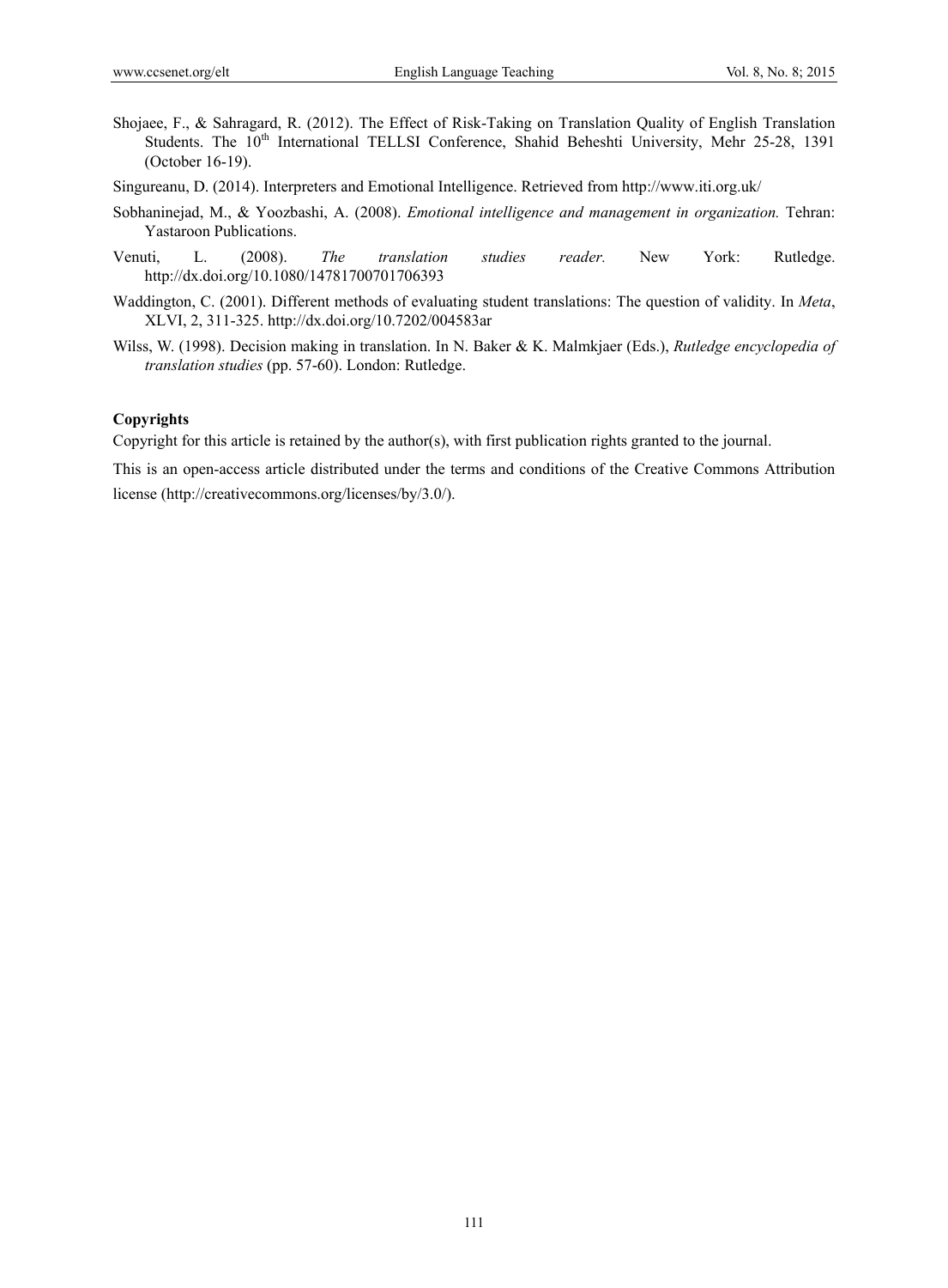Shojaee, F., & Sahragard, R. (2012). The Effect of Risk-Taking on Translation Quality of English Translation Students. The 10th International TELLSI Conference, Shahid Beheshti University, Mehr 25-28, 1391 (October 16-19).

Singureanu, D. (2014). Interpreters and Emotional Intelligence. Retrieved from http://www.iti.org.uk/

Sobhaninejad, M., & Yoozbashi, A. (2008). *Emotional intelligence and management in organization.* Tehran: Yastaroon Publications.

Venuti, L. (2008). *The translation studies reader.* New York: Rutledge. http://dx.doi.org/10.1080/14781700701706393

Waddington, C. (2001). Different methods of evaluating student translations: The question of validity. In *Meta*, XLVI, 2, 311-325. http://dx.doi.org/10.7202/004583ar

Wilss, W. (1998). Decision making in translation. In N. Baker & K. Malmkjaer (Eds.), *Rutledge encyclopedia of translation studies* (pp. 57-60). London: Rutledge.

**Copyrights**

Copyright for this article is retained by the author(s), with first publication rights granted to the journal.

This is an open-access article distributed under the terms and conditions of the Creative Commons Attribution license (http://creativecommons.org/licenses/by/3.0/).